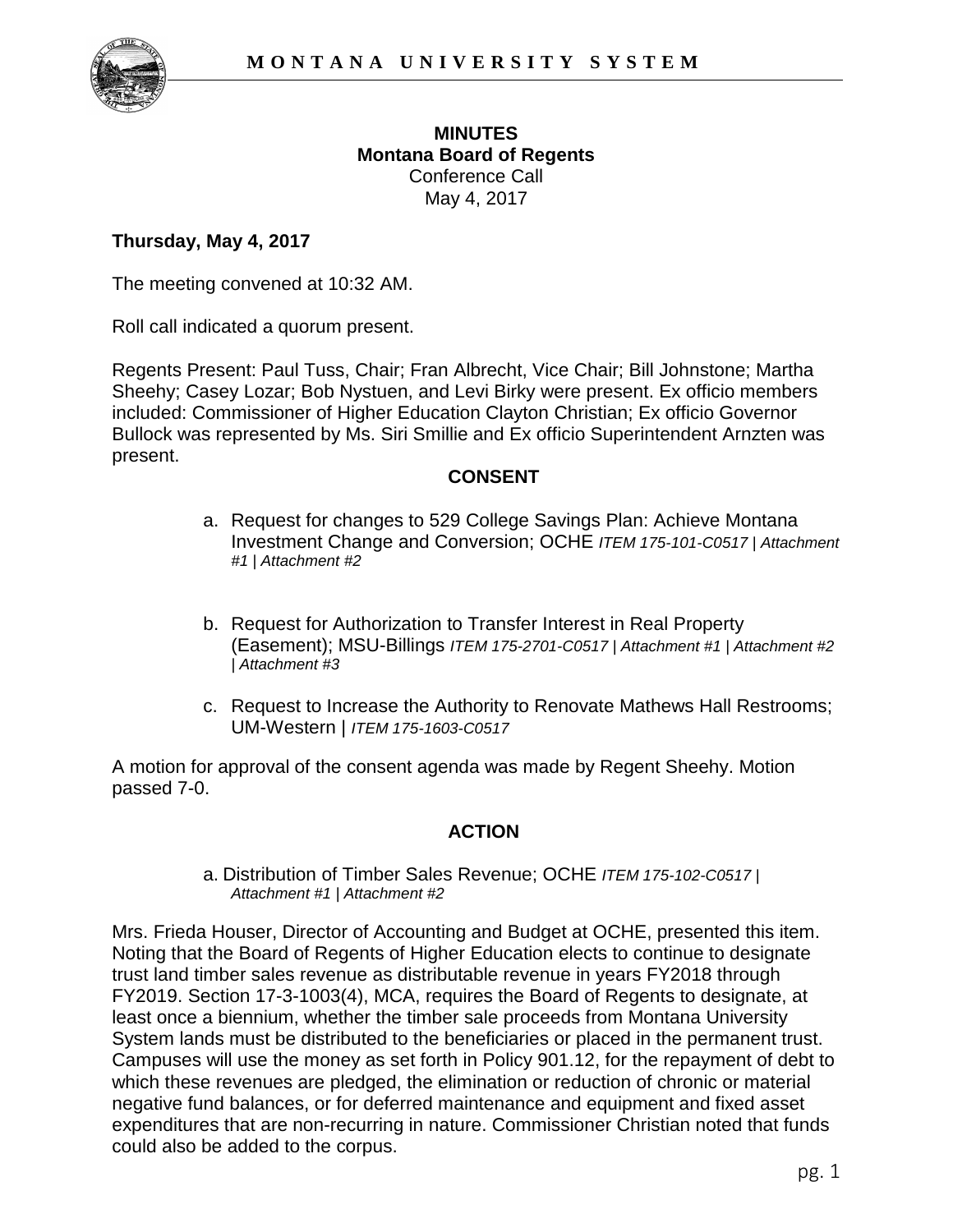**MINUTES**
**Montana Board of Regents**
Conference Call
May 4, 2017

**Thursday, May 4, 2017**

The meeting convened at 10:32 AM.

Roll call indicated a quorum present.

Regents Present: Paul Tuss, Chair; Fran Albrecht, Vice Chair; Bill Johnstone; Martha Sheehy; Casey Lozar; Bob Nystuen, and Levi Birky were present. Ex officio members included: Commissioner of Higher Education Clayton Christian; Ex officio Governor Bullock was represented by Ms. Siri Smillie and Ex officio Superintendent Arnzten was present.

## CONSENT

a. Request for changes to 529 College Savings Plan: Achieve Montana Investment Change and Conversion; OCHE *ITEM 175-101-C0517 | Attachment #1 | Attachment #2*

b. Request for Authorization to Transfer Interest in Real Property (Easement); MSU-Billings *ITEM 175-2701-C0517 | Attachment #1 | Attachment #2 | Attachment #3*

c. Request to Increase the Authority to Renovate Mathews Hall Restrooms; UM-Western | *ITEM 175-1603-C0517*

A motion for approval of the consent agenda was made by Regent Sheehy. Motion passed 7-0.

## ACTION

a. Distribution of Timber Sales Revenue; OCHE *ITEM 175-102-C0517 | Attachment #1 | Attachment #2*

Mrs. Frieda Houser, Director of Accounting and Budget at OCHE, presented this item. Noting that the Board of Regents of Higher Education elects to continue to designate trust land timber sales revenue as distributable revenue in years FY2018 through FY2019. Section 17-3-1003(4), MCA, requires the Board of Regents to designate, at least once a biennium, whether the timber sale proceeds from Montana University System lands must be distributed to the beneficiaries or placed in the permanent trust. Campuses will use the money as set forth in Policy 901.12, for the repayment of debt to which these revenues are pledged, the elimination or reduction of chronic or material negative fund balances, or for deferred maintenance and equipment and fixed asset expenditures that are non-recurring in nature. Commissioner Christian noted that funds could also be added to the corpus.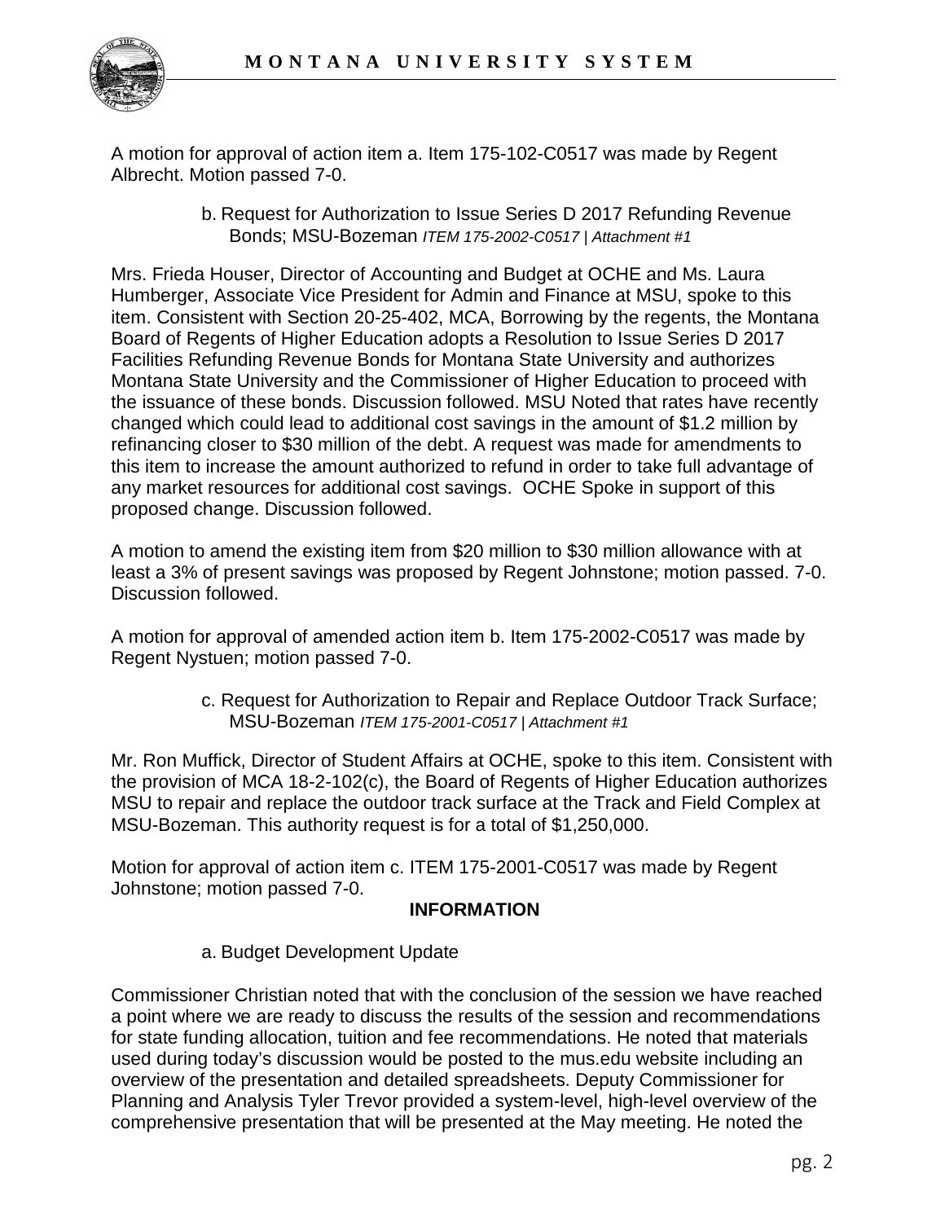A motion for approval of action item a. Item 175-102-C0517 was made by Regent Albrecht. Motion passed 7-0.

b. Request for Authorization to Issue Series D 2017 Refunding Revenue Bonds; MSU-Bozeman *ITEM 175-2002-C0517 | Attachment #1*

Mrs. Frieda Houser, Director of Accounting and Budget at OCHE and Ms. Laura Humberger, Associate Vice President for Admin and Finance at MSU, spoke to this item. Consistent with Section 20-25-402, MCA, Borrowing by the regents, the Montana Board of Regents of Higher Education adopts a Resolution to Issue Series D 2017 Facilities Refunding Revenue Bonds for Montana State University and authorizes Montana State University and the Commissioner of Higher Education to proceed with the issuance of these bonds. Discussion followed. MSU Noted that rates have recently changed which could lead to additional cost savings in the amount of $1.2 million by refinancing closer to $30 million of the debt. A request was made for amendments to this item to increase the amount authorized to refund in order to take full advantage of any market resources for additional cost savings. OCHE Spoke in support of this proposed change. Discussion followed.

A motion to amend the existing item from $20 million to $30 million allowance with at least a 3% of present savings was proposed by Regent Johnstone; motion passed. 7-0. Discussion followed.

A motion for approval of amended action item b. Item 175-2002-C0517 was made by Regent Nystuen; motion passed 7-0.

c. Request for Authorization to Repair and Replace Outdoor Track Surface; MSU-Bozeman *ITEM 175-2001-C0517 | Attachment #1*

Mr. Ron Muffick, Director of Student Affairs at OCHE, spoke to this item. Consistent with the provision of MCA 18-2-102(c), the Board of Regents of Higher Education authorizes MSU to repair and replace the outdoor track surface at the Track and Field Complex at MSU-Bozeman. This authority request is for a total of $1,250,000.

Motion for approval of action item c. ITEM 175-2001-C0517 was made by Regent Johnstone; motion passed 7-0.

**INFORMATION**

a. Budget Development Update

Commissioner Christian noted that with the conclusion of the session we have reached a point where we are ready to discuss the results of the session and recommendations for state funding allocation, tuition and fee recommendations. He noted that materials used during today's discussion would be posted to the mus.edu website including an overview of the presentation and detailed spreadsheets. Deputy Commissioner for Planning and Analysis Tyler Trevor provided a system-level, high-level overview of the comprehensive presentation that will be presented at the May meeting. He noted the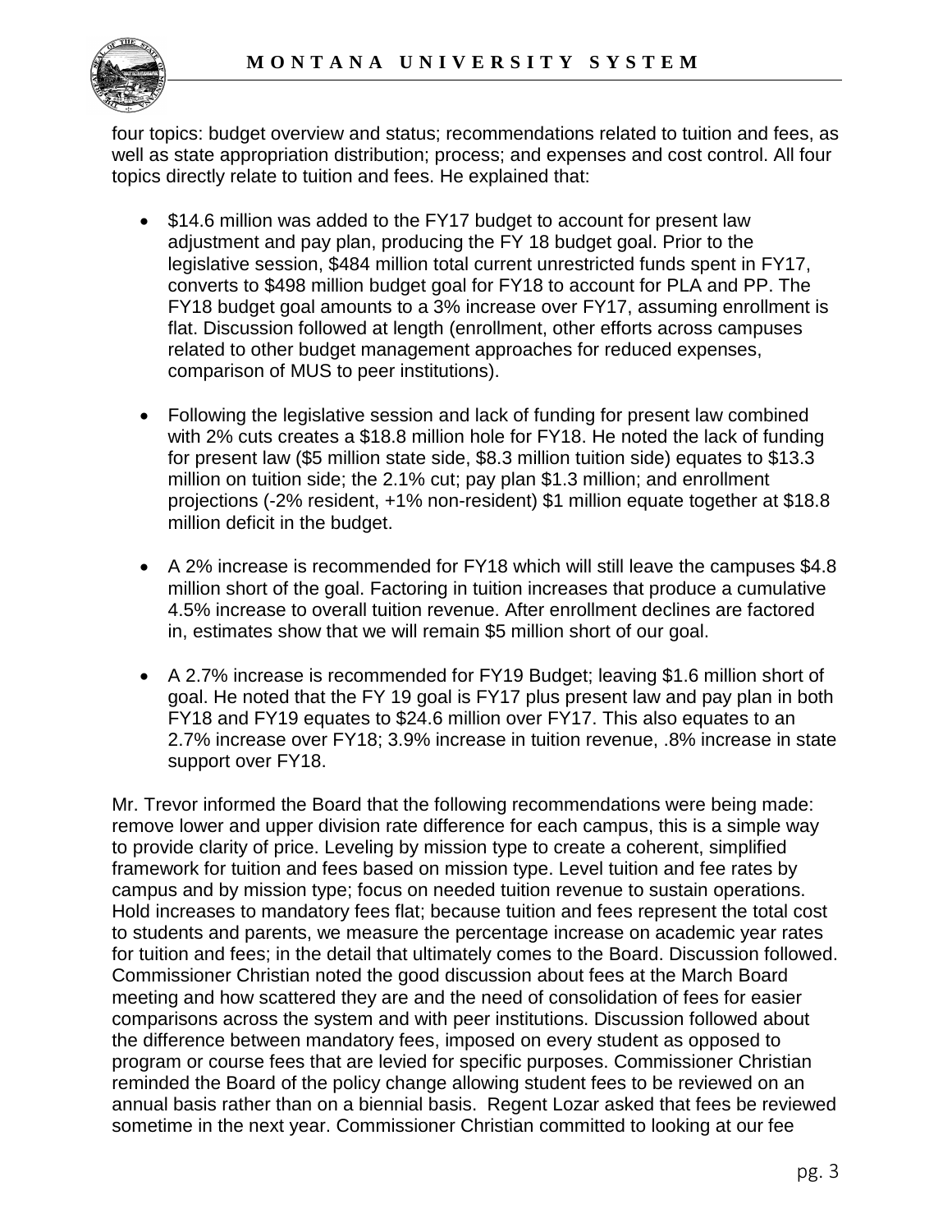four topics: budget overview and status; recommendations related to tuition and fees, as well as state appropriation distribution; process; and expenses and cost control. All four topics directly relate to tuition and fees. He explained that:

- $14.6 million was added to the FY17 budget to account for present law adjustment and pay plan, producing the FY 18 budget goal. Prior to the legislative session, $484 million total current unrestricted funds spent in FY17, converts to $498 million budget goal for FY18 to account for PLA and PP. The FY18 budget goal amounts to a 3% increase over FY17, assuming enrollment is flat. Discussion followed at length (enrollment, other efforts across campuses related to other budget management approaches for reduced expenses, comparison of MUS to peer institutions).

- Following the legislative session and lack of funding for present law combined with 2% cuts creates a $18.8 million hole for FY18. He noted the lack of funding for present law ($5 million state side, $8.3 million tuition side) equates to $13.3 million on tuition side; the 2.1% cut; pay plan $1.3 million; and enrollment projections (-2% resident, +1% non-resident) $1 million equate together at $18.8 million deficit in the budget.

- A 2% increase is recommended for FY18 which will still leave the campuses $4.8 million short of the goal. Factoring in tuition increases that produce a cumulative 4.5% increase to overall tuition revenue. After enrollment declines are factored in, estimates show that we will remain $5 million short of our goal.

- A 2.7% increase is recommended for FY19 Budget; leaving $1.6 million short of goal. He noted that the FY 19 goal is FY17 plus present law and pay plan in both FY18 and FY19 equates to $24.6 million over FY17. This also equates to an 2.7% increase over FY18; 3.9% increase in tuition revenue, .8% increase in state support over FY18.

Mr. Trevor informed the Board that the following recommendations were being made: remove lower and upper division rate difference for each campus, this is a simple way to provide clarity of price. Leveling by mission type to create a coherent, simplified framework for tuition and fees based on mission type. Level tuition and fee rates by campus and by mission type; focus on needed tuition revenue to sustain operations. Hold increases to mandatory fees flat; because tuition and fees represent the total cost to students and parents, we measure the percentage increase on academic year rates for tuition and fees; in the detail that ultimately comes to the Board. Discussion followed. Commissioner Christian noted the good discussion about fees at the March Board meeting and how scattered they are and the need of consolidation of fees for easier comparisons across the system and with peer institutions. Discussion followed about the difference between mandatory fees, imposed on every student as opposed to program or course fees that are levied for specific purposes. Commissioner Christian reminded the Board of the policy change allowing student fees to be reviewed on an annual basis rather than on a biennial basis. Regent Lozar asked that fees be reviewed sometime in the next year. Commissioner Christian committed to looking at our fee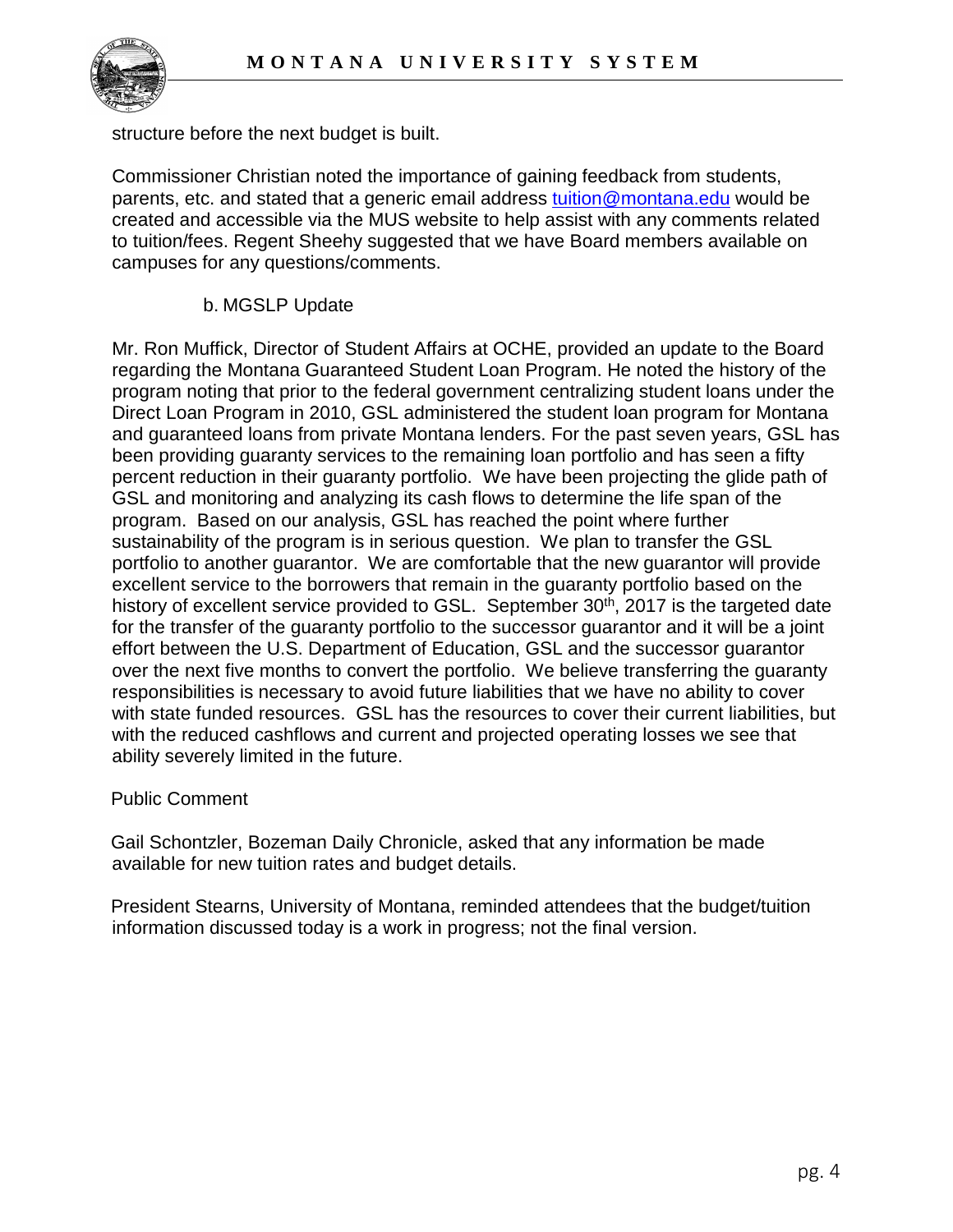structure before the next budget is built.

Commissioner Christian noted the importance of gaining feedback from students, parents, etc. and stated that a generic email address [tuition@montana.edu](mailto:tuition@montana.edu) would be created and accessible via the MUS website to help assist with any comments related to tuition/fees. Regent Sheehy suggested that we have Board members available on campuses for any questions/comments.

b. MGSLP Update

Mr. Ron Muffick, Director of Student Affairs at OCHE, provided an update to the Board regarding the Montana Guaranteed Student Loan Program. He noted the history of the program noting that prior to the federal government centralizing student loans under the Direct Loan Program in 2010, GSL administered the student loan program for Montana and guaranteed loans from private Montana lenders. For the past seven years, GSL has been providing guaranty services to the remaining loan portfolio and has seen a fifty percent reduction in their guaranty portfolio. We have been projecting the glide path of GSL and monitoring and analyzing its cash flows to determine the life span of the program. Based on our analysis, GSL has reached the point where further sustainability of the program is in serious question. We plan to transfer the GSL portfolio to another guarantor. We are comfortable that the new guarantor will provide excellent service to the borrowers that remain in the guaranty portfolio based on the history of excellent service provided to GSL. September 30th, 2017 is the targeted date for the transfer of the guaranty portfolio to the successor guarantor and it will be a joint effort between the U.S. Department of Education, GSL and the successor guarantor over the next five months to convert the portfolio. We believe transferring the guaranty responsibilities is necessary to avoid future liabilities that we have no ability to cover with state funded resources. GSL has the resources to cover their current liabilities, but with the reduced cashflows and current and projected operating losses we see that ability severely limited in the future.

Public Comment

Gail Schontzler, Bozeman Daily Chronicle, asked that any information be made available for new tuition rates and budget details.

President Stearns, University of Montana, reminded attendees that the budget/tuition information discussed today is a work in progress; not the final version.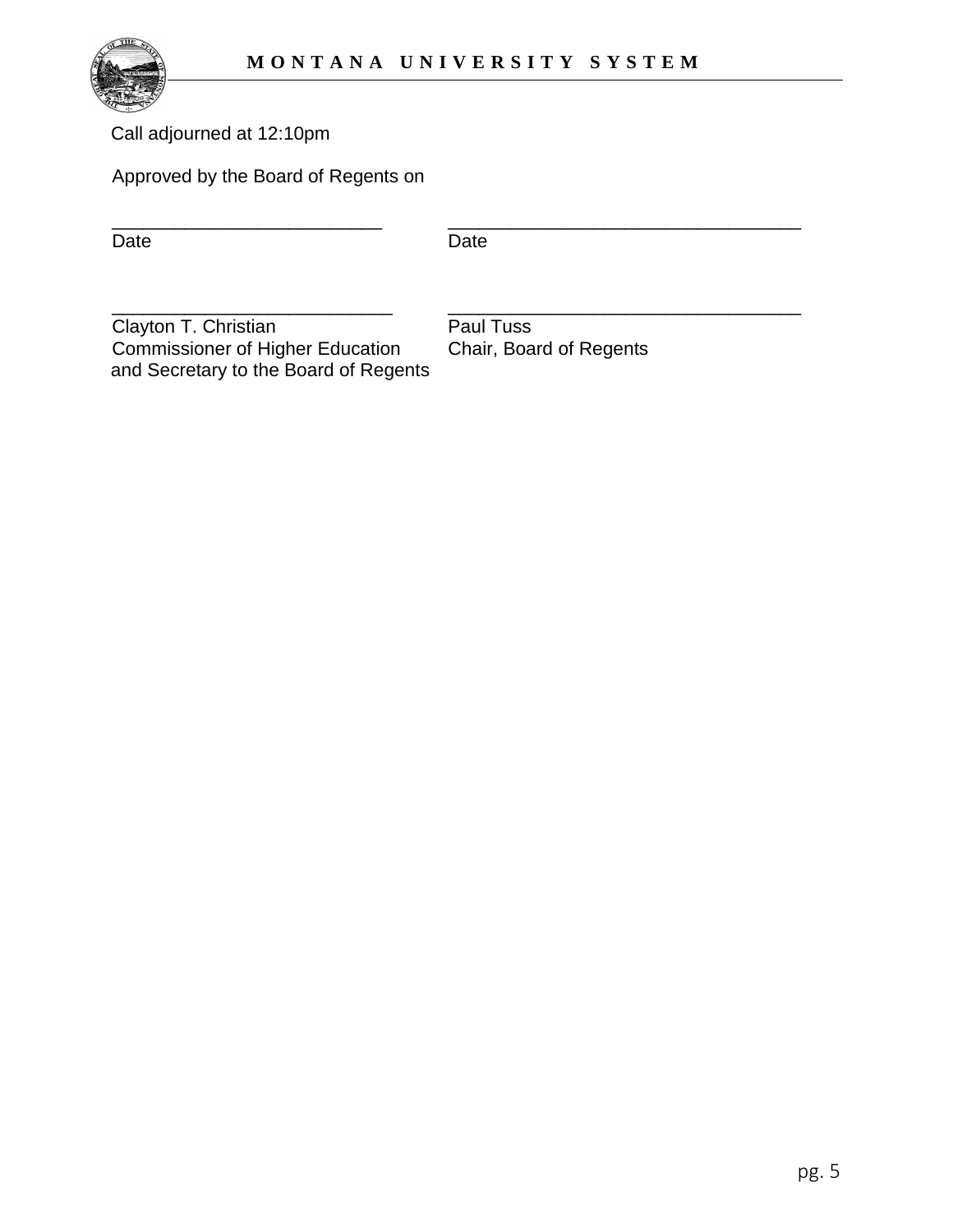Call adjourned at 12:10pm

Approved by the Board of Regents on

| | |
|---|---|
| ___________________________ | ___________________________________ |
| Date | Date |
| | |
| ____________________________ | ___________________________________ |
| Clayton T. Christian<br>Commissioner of Higher Education<br>and Secretary to the Board of Regents | Paul Tuss<br>Chair, Board of Regents |